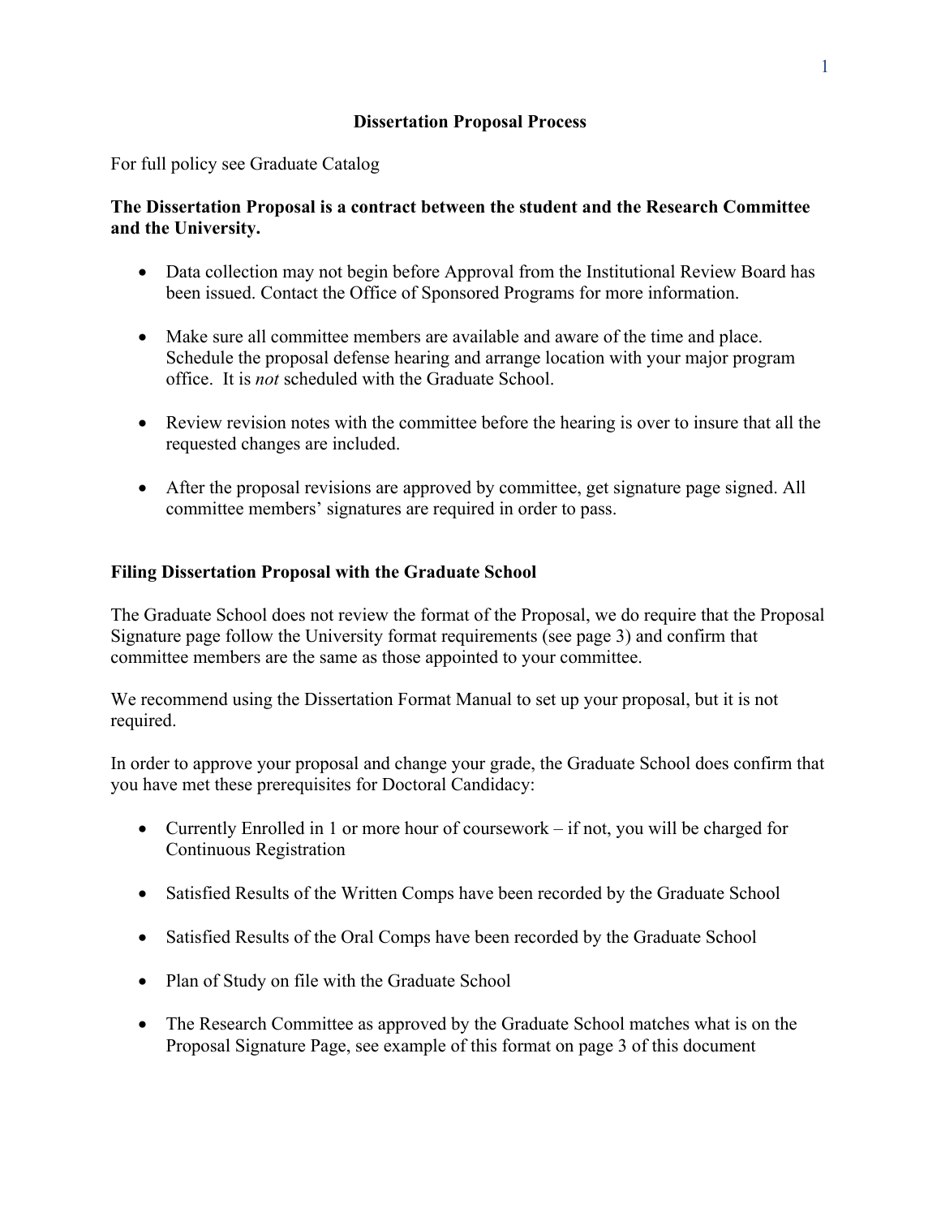# Dissertation Proposal Process

For full policy see Graduate Catalog

**The Dissertation Proposal is a contract between the student and the Research Committee and the University.**

- Data collection may not begin before Approval from the Institutional Review Board has been issued. Contact the Office of Sponsored Programs for more information.
- Make sure all committee members are available and aware of the time and place. Schedule the proposal defense hearing and arrange location with your major program office. It is *not* scheduled with the Graduate School.
- Review revision notes with the committee before the hearing is over to insure that all the requested changes are included.
- After the proposal revisions are approved by committee, get signature page signed. All committee members' signatures are required in order to pass.

## Filing Dissertation Proposal with the Graduate School

The Graduate School does not review the format of the Proposal, we do require that the Proposal Signature page follow the University format requirements (see page 3) and confirm that committee members are the same as those appointed to your committee.

We recommend using the Dissertation Format Manual to set up your proposal, but it is not required.

In order to approve your proposal and change your grade, the Graduate School does confirm that you have met these prerequisites for Doctoral Candidacy:

- Currently Enrolled in 1 or more hour of coursework – if not, you will be charged for Continuous Registration
- Satisfied Results of the Written Comps have been recorded by the Graduate School
- Satisfied Results of the Oral Comps have been recorded by the Graduate School
- Plan of Study on file with the Graduate School
- The Research Committee as approved by the Graduate School matches what is on the Proposal Signature Page, see example of this format on page 3 of this document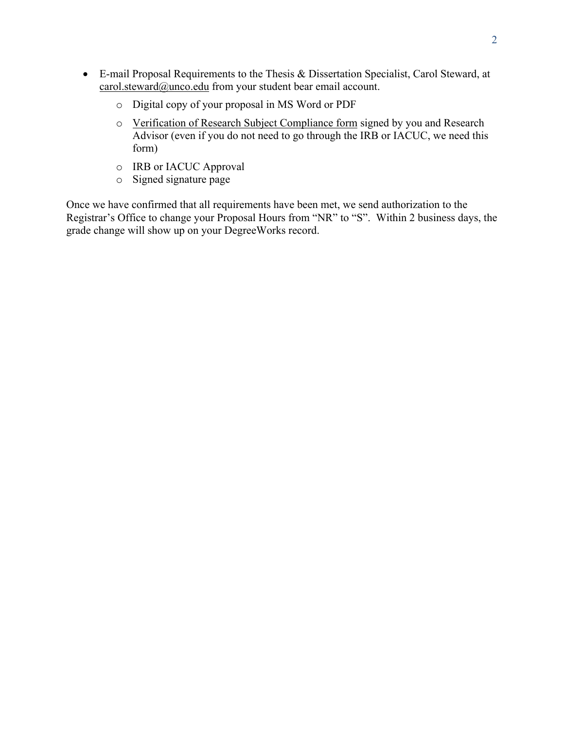- E-mail Proposal Requirements to the Thesis & Dissertation Specialist, Carol Steward, at carol.steward@unco.edu from your student bear email account.
    - Digital copy of your proposal in MS Word or PDF
    - Verification of Research Subject Compliance form signed by you and Research Advisor (even if you do not need to go through the IRB or IACUC, we need this form)
    - IRB or IACUC Approval
    - Signed signature page

Once we have confirmed that all requirements have been met, we send authorization to the Registrar's Office to change your Proposal Hours from "NR" to "S". Within 2 business days, the grade change will show up on your DegreeWorks record.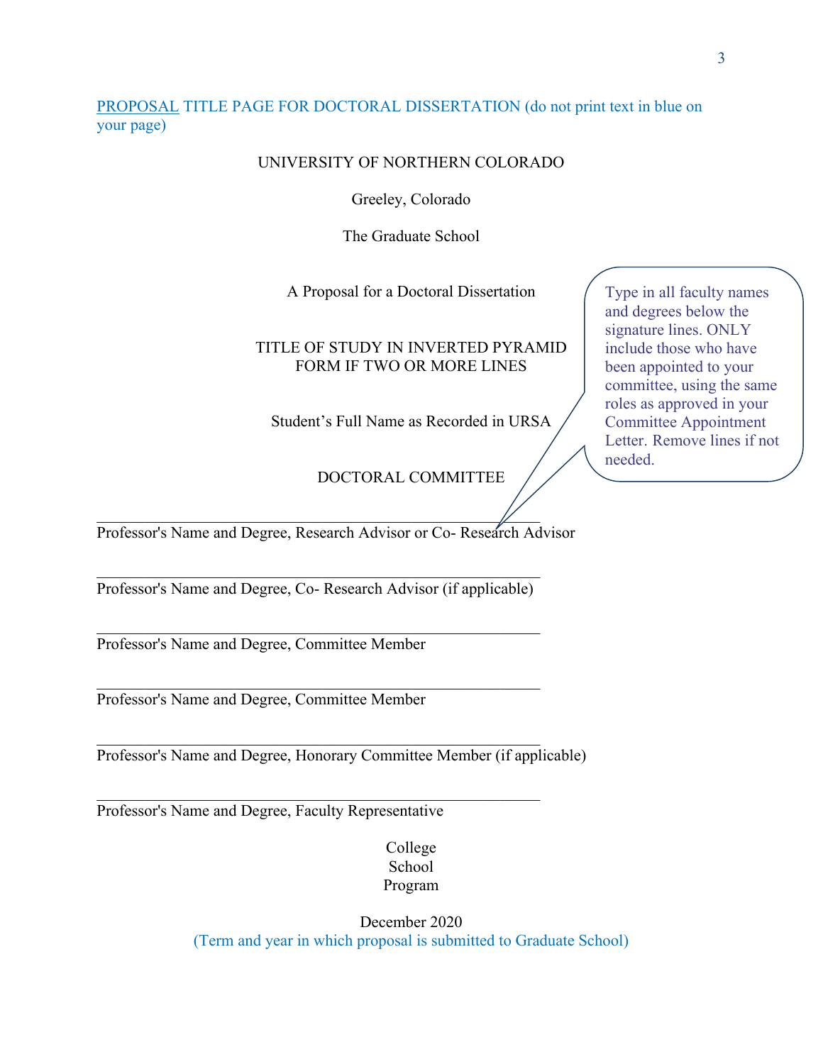PROPOSAL TITLE PAGE FOR DOCTORAL DISSERTATION (do not print text in blue on your page)

UNIVERSITY OF NORTHERN COLORADO

Greeley, Colorado

The Graduate School

A Proposal for a Doctoral Dissertation

TITLE OF STUDY IN INVERTED PYRAMID
FORM IF TWO OR MORE LINES

Student's Full Name as Recorded in URSA

DOCTORAL COMMITTEE

Type in all faculty names and degrees below the signature lines. ONLY include those who have been appointed to your committee, using the same roles as approved in your Committee Appointment Letter. Remove lines if not needed.

\_\_\_\_\_\_\_\_\_\_\_\_\_\_\_\_\_\_\_\_\_\_\_\_\_\_\_\_\_\_\_\_\_\_\_\_\_\_\_\_\_\_\_\_\_\_\_\_
Professor's Name and Degree, Research Advisor or Co- Research Advisor

\_\_\_\_\_\_\_\_\_\_\_\_\_\_\_\_\_\_\_\_\_\_\_\_\_\_\_\_\_\_\_\_\_\_\_\_\_\_\_\_\_\_\_\_\_\_\_\_
Professor's Name and Degree, Co- Research Advisor (if applicable)

\_\_\_\_\_\_\_\_\_\_\_\_\_\_\_\_\_\_\_\_\_\_\_\_\_\_\_\_\_\_\_\_\_\_\_\_\_\_\_\_\_\_\_\_\_\_\_\_
Professor's Name and Degree, Committee Member

\_\_\_\_\_\_\_\_\_\_\_\_\_\_\_\_\_\_\_\_\_\_\_\_\_\_\_\_\_\_\_\_\_\_\_\_\_\_\_\_\_\_\_\_\_\_\_\_
Professor's Name and Degree, Committee Member

\_\_\_\_\_\_\_\_\_\_\_\_\_\_\_\_\_\_\_\_\_\_\_\_\_\_\_\_\_\_\_\_\_\_\_\_\_\_\_\_\_\_\_\_\_\_\_\_
Professor's Name and Degree, Honorary Committee Member (if applicable)

\_\_\_\_\_\_\_\_\_\_\_\_\_\_\_\_\_\_\_\_\_\_\_\_\_\_\_\_\_\_\_\_\_\_\_\_\_\_\_\_\_\_\_\_\_\_\_\_
Professor's Name and Degree, Faculty Representative

College
School
Program

December 2020
(Term and year in which proposal is submitted to Graduate School)